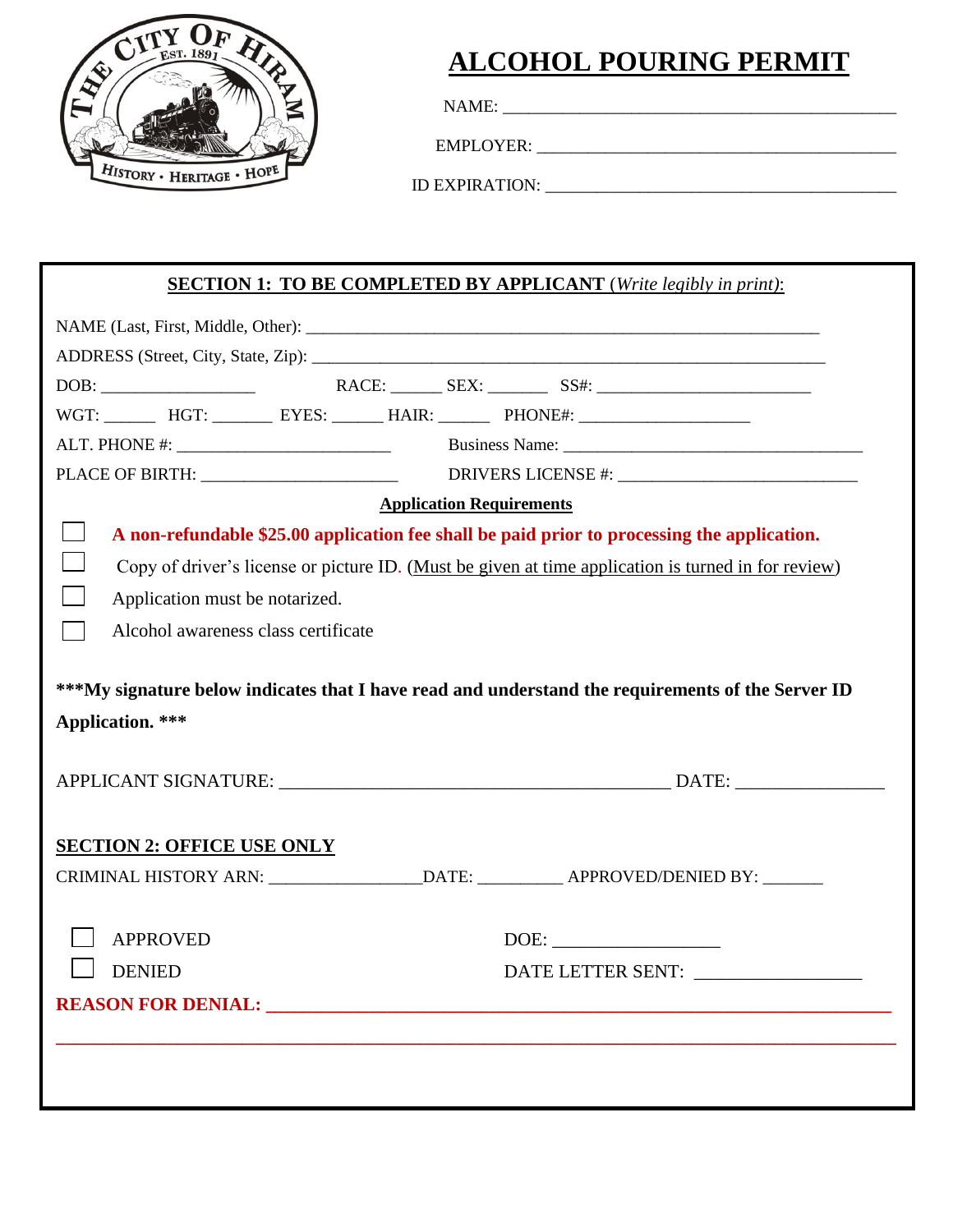THE CITY OF HIRAM
EST. 1891
HISTORY • HERITAGE • HOPE

# ALCOHOL POURING PERMIT

NAME: ___________________________________________

EMPLOYER: ________________________________________

ID EXPIRATION: ____________________________________

**SECTION 1: TO BE COMPLETED BY APPLICANT** (*Write legibly in print)*:

NAME (Last, First, Middle, Other): ___________________________________________________________

ADDRESS (Street, City, State, Zip): ___________________________________________________________

DOB: _________________ RACE: ______ SEX: _______ SS#: ________________________

WGT: ______ HGT: _______ EYES: ______ HAIR: ______ PHONE#: ___________________

ALT. PHONE #: ________________________ Business Name: __________________________________

PLACE OF BIRTH: ______________________ DRIVERS LICENSE #: ___________________________

**Application Requirements**

- ☐ **A non-refundable $25.00 application fee shall be paid prior to processing the application.**
- ☐ Copy of driver's license or picture ID. (Must be given at time application is turned in for review)
- ☐ Application must be notarized.
- ☐ Alcohol awareness class certificate

**\*\*\*My signature below indicates that I have read and understand the requirements of the Server ID Application. \*\*\***

APPLICANT SIGNATURE: ___________________________________________ DATE: _______________

**SECTION 2: OFFICE USE ONLY**

CRIMINAL HISTORY ARN: ________________DATE: _________ APPROVED/DENIED BY: _______

- ☐ APPROVED DOE: _________________
- ☐ DENIED DATE LETTER SENT: _________________

**REASON FOR DENIAL:** ______________________________________________________________________

__________________________________________________________________________________________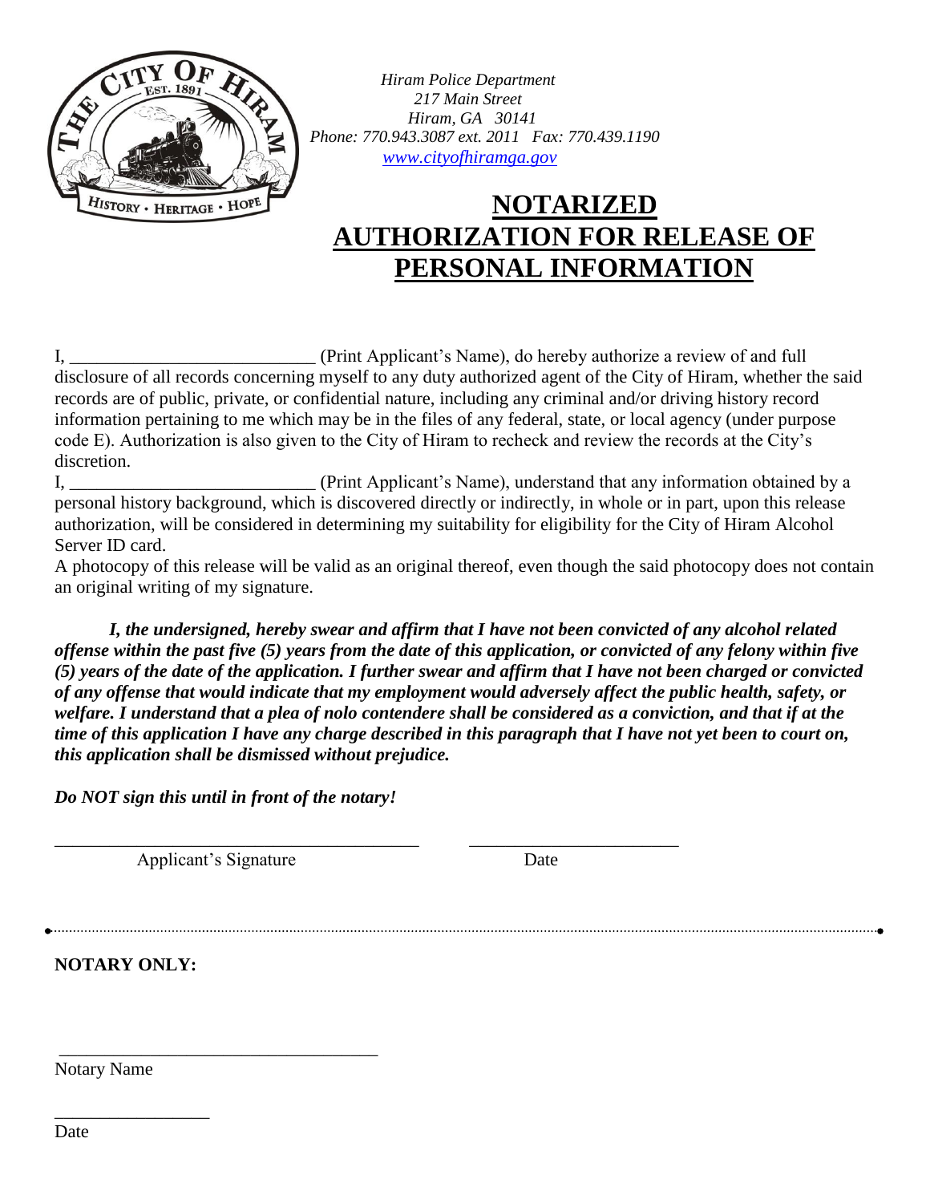*Hiram Police Department*
*217 Main Street*
*Hiram, GA 30141*
*Phone: 770.943.3087 ext. 2011 Fax: 770.439.1190*
*www.cityofhiramga.gov*

# NOTARIZED AUTHORIZATION FOR RELEASE OF PERSONAL INFORMATION

I, ___________________________ (Print Applicant's Name), do hereby authorize a review of and full disclosure of all records concerning myself to any duty authorized agent of the City of Hiram, whether the said records are of public, private, or confidential nature, including any criminal and/or driving history record information pertaining to me which may be in the files of any federal, state, or local agency (under purpose code E). Authorization is also given to the City of Hiram to recheck and review the records at the City's discretion.

I, ___________________________ (Print Applicant's Name), understand that any information obtained by a personal history background, which is discovered directly or indirectly, in whole or in part, upon this release authorization, will be considered in determining my suitability for eligibility for the City of Hiram Alcohol Server ID card.

A photocopy of this release will be valid as an original thereof, even though the said photocopy does not contain an original writing of my signature.

***I, the undersigned, hereby swear and affirm that I have not been convicted of any alcohol related offense within the past five (5) years from the date of this application, or convicted of any felony within five (5) years of the date of the application. I further swear and affirm that I have not been charged or convicted of any offense that would indicate that my employment would adversely affect the public health, safety, or welfare. I understand that a plea of nolo contendere shall be considered as a conviction, and that if at the time of this application I have any charge described in this paragraph that I have not yet been to court on, this application shall be dismissed without prejudice.***

***Do NOT sign this until in front of the notary!***

________________________________________ ________________________
Applicant's Signature Date

**NOTARY ONLY:**

____________________________________
Notary Name

_________________
Date